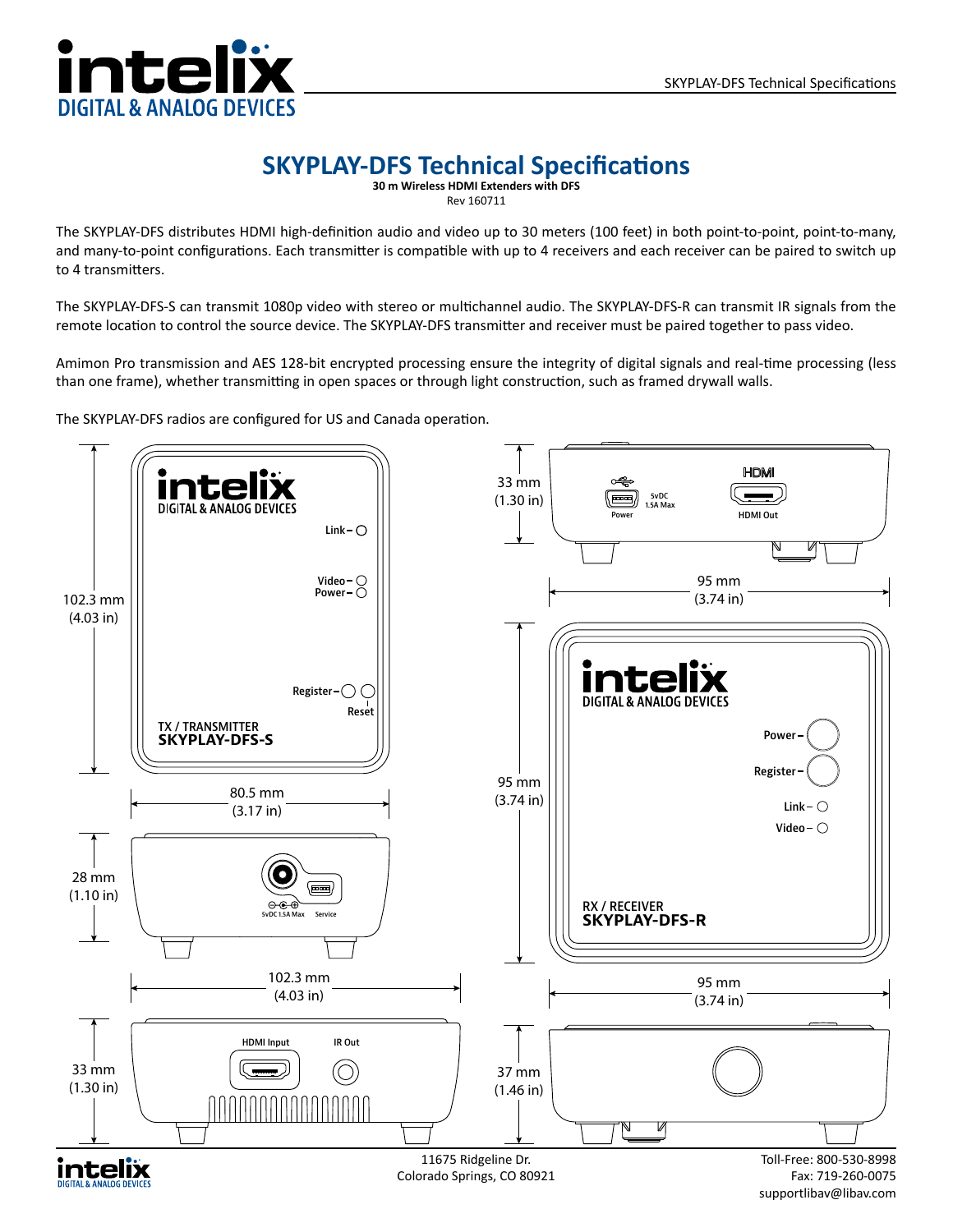# SKYPLAY-DFS Technical Specifications

**30 m Wireless HDMI Extenders with DFS**

Rev 160711

The SKYPLAY-DFS distributes HDMI high-definition audio and video up to 30 meters (100 feet) in both point-to-point, point-to-many, and many-to-point configurations. Each transmitter is compatible with up to 4 receivers and each receiver can be paired to switch up to 4 transmitters.

The SKYPLAY-DFS-S can transmit 1080p video with stereo or multichannel audio. The SKYPLAY-DFS-R can transmit IR signals from the remote location to control the source device. The SKYPLAY-DFS transmitter and receiver must be paired together to pass video.

Amimon Pro transmission and AES 128-bit encrypted processing ensure the integrity of digital signals and real-time processing (less than one frame), whether transmitting in open spaces or through light construction, such as framed drywall walls.

The SKYPLAY-DFS radios are configured for US and Canada operation.

**TX / TRANSMITTER**
**SKYPLAY-DFS-S**

- Front: Link, Video, Power, Register, Reset
- 102.3 mm (4.03 in) × 80.5 mm (3.17 in)
- Side: 5vDC 1.5A Max, Service — 28 mm (1.10 in)
- Rear: HDMI Input, IR Out — 102.3 mm (4.03 in) × 33 mm (1.30 in)

**RX / RECEIVER**
**SKYPLAY-DFS-R**

- Rear: Power (5vDC 1.5A Max), HDMI Out — 95 mm (3.74 in) × 33 mm (1.30 in)
- Front: Power, Register, Link, Video
- 95 mm (3.74 in) × 95 mm (3.74 in)
- Side: 95 mm (3.74 in) × 37 mm (1.46 in)

11675 Ridgeline Dr.
Colorado Springs, CO 80921

Toll-Free: 800-530-8998
Fax: 719-260-0075
supportlibav@libav.com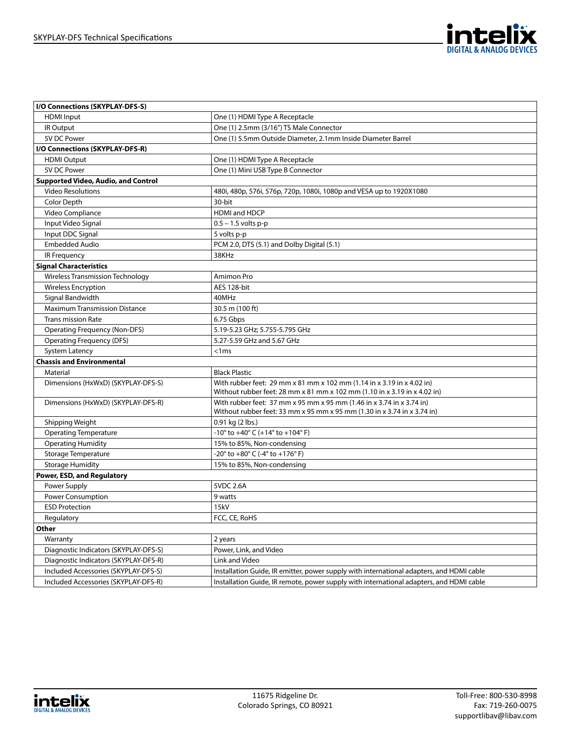| | |
|---|---|
| **I/O Connections (SKYPLAY-DFS-S)** | |
| HDMI Input | One (1) HDMI Type A Receptacle |
| IR Output | One (1) 2.5mm (3/16") TS Male Connector |
| 5V DC Power | One (1) 5.5mm Outside Diameter, 2.1mm Inside Diameter Barrel |
| **I/O Connections (SKYPLAY-DFS-R)** | |
| HDMI Output | One (1) HDMI Type A Receptacle |
| 5V DC Power | One (1) Mini USB Type B Connector |
| **Supported Video, Audio, and Control** | |
| Video Resolutions | 480i, 480p, 576i, 576p, 720p, 1080i, 1080p and VESA up to 1920X1080 |
| Color Depth | 30-bit |
| Video Compliance | HDMI and HDCP |
| Input Video Signal | 0.5 – 1.5 volts p-p |
| Input DDC Signal | 5 volts p-p |
| Embedded Audio | PCM 2.0, DTS (5.1) and Dolby Digital (5.1) |
| IR Frequency | 38KHz |
| **Signal Characteristics** | |
| Wireless Transmission Technology | Amimon Pro |
| Wireless Encryption | AES 128-bit |
| Signal Bandwidth | 40MHz |
| Maximum Transmission Distance | 30.5 m (100 ft) |
| Trans mission Rate | 6.75 Gbps |
| Operating Frequency (Non-DFS) | 5.19-5.23 GHz; 5.755-5.795 GHz |
| Operating Frequency (DFS) | 5.27-5.59 GHz and 5.67 GHz |
| System Latency | <1ms |
| **Chassis and Environmental** | |
| Material | Black Plastic |
| Dimensions (HxWxD) (SKYPLAY-DFS-S) | With rubber feet: 29 mm x 81 mm x 102 mm (1.14 in x 3.19 in x 4.02 in)<br>Without rubber feet: 28 mm x 81 mm x 102 mm (1.10 in x 3.19 in x 4.02 in) |
| Dimensions (HxWxD) (SKYPLAY-DFS-R) | With rubber feet: 37 mm x 95 mm x 95 mm (1.46 in x 3.74 in x 3.74 in)<br>Without rubber feet: 33 mm x 95 mm x 95 mm (1.30 in x 3.74 in x 3.74 in) |
| Shipping Weight | 0.91 kg (2 lbs.) |
| Operating Temperature | -10° to +40° C (+14° to +104° F) |
| Operating Humidity | 15% to 85%, Non-condensing |
| Storage Temperature | -20° to +80° C (-4° to +176° F) |
| Storage Humidity | 15% to 85%, Non-condensing |
| **Power, ESD, and Regulatory** | |
| Power Supply | 5VDC 2.6A |
| Power Consumption | 9 watts |
| ESD Protection | 15kV |
| Regulatory | FCC, CE, RoHS |
| **Other** | |
| Warranty | 2 years |
| Diagnostic Indicators (SKYPLAY-DFS-S) | Power, Link, and Video |
| Diagnostic Indicators (SKYPLAY-DFS-R) | Link and Video |
| Included Accessories (SKYPLAY-DFS-S) | Installation Guide, IR emitter, power supply with international adapters, and HDMI cable |
| Included Accessories (SKYPLAY-DFS-R) | Installation Guide, IR remote, power supply with international adapters, and HDMI cable |